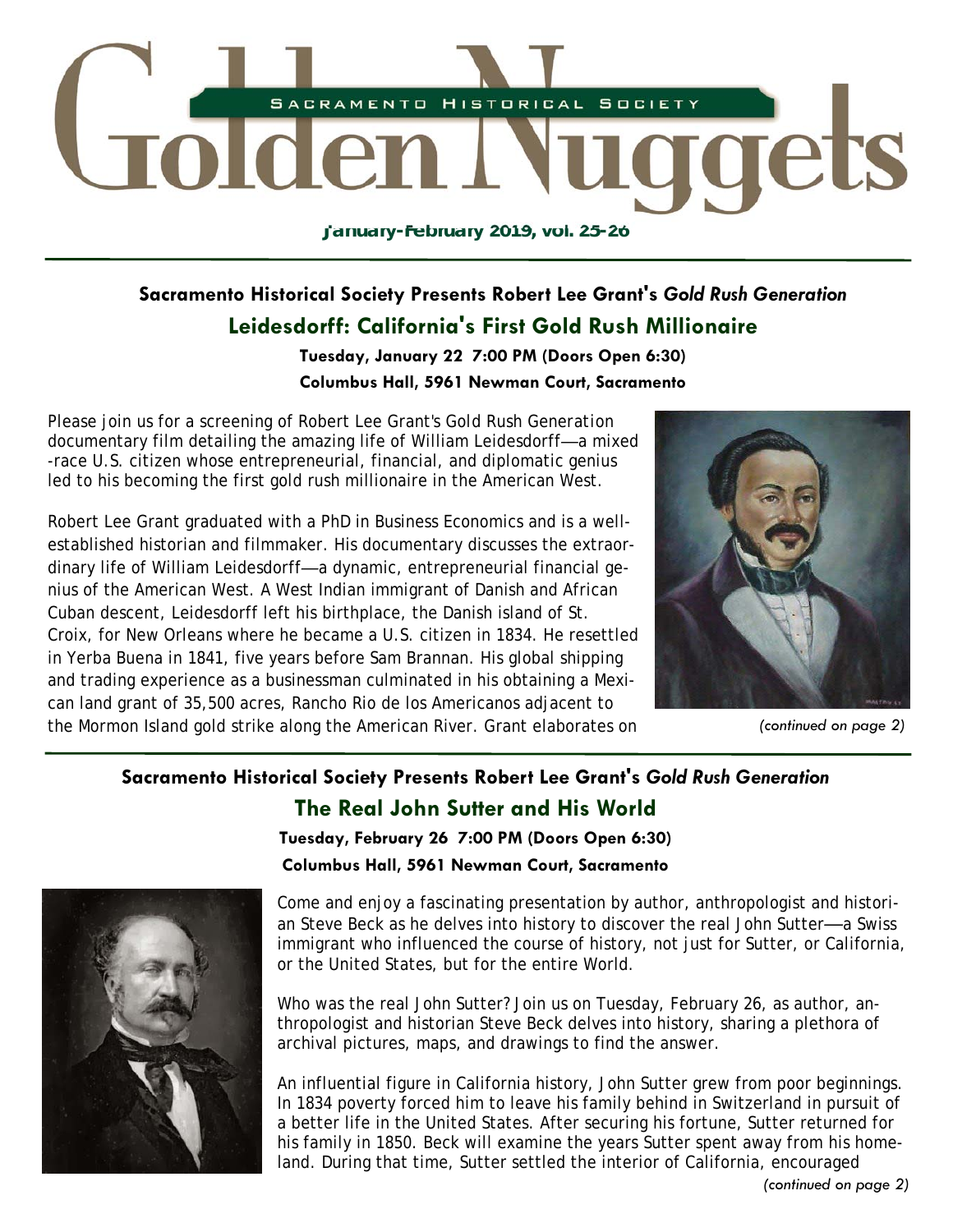# Golden Nuggets

SACRAMENTO HISTORICAL SOCIETY

January-February 2019, vol. 25-26

### Sacramento Historical Society Presents Robert Lee Grant's *Gold Rush Generation*

## Leidesdorff: California's First Gold Rush Millionaire

**Tuesday, January 22 7:00 PM (Doors Open 6:30)**

**Columbus Hall, 5961 Newman Court, Sacramento**

Please join us for a screening of Robert Lee Grant's Gold Rush Generation documentary film detailing the amazing life of William Leidesdorff—a mixed-race U.S. citizen whose entrepreneurial, financial, and diplomatic genius led to his becoming the first gold rush millionaire in the American West.

Robert Lee Grant graduated with a PhD in Business Economics and is a well-established historian and filmmaker. His documentary discusses the extraordinary life of William Leidesdorff—a dynamic, entrepreneurial financial genius of the American West. A West Indian immigrant of Danish and African Cuban descent, Leidesdorff left his birthplace, the Danish island of St. Croix, for New Orleans where he became a U.S. citizen in 1834. He resettled in Yerba Buena in 1841, five years before Sam Brannan. His global shipping and trading experience as a businessman culminated in his obtaining a Mexican land grant of 35,500 acres, Rancho Rio de los Americanos adjacent to the Mormon Island gold strike along the American River. Grant elaborates on

*(continued on page 2)*

### Sacramento Historical Society Presents Robert Lee Grant's *Gold Rush Generation*

## The Real John Sutter and His World

**Tuesday, February 26 7:00 PM (Doors Open 6:30)**

**Columbus Hall, 5961 Newman Court, Sacramento**

Come and enjoy a fascinating presentation by author, anthropologist and historian Steve Beck as he delves into history to discover the real John Sutter—a Swiss immigrant who influenced the course of history, not just for Sutter, or California, or the United States, but for the entire World.

Who was the real John Sutter? Join us on Tuesday, February 26, as author, anthropologist and historian Steve Beck delves into history, sharing a plethora of archival pictures, maps, and drawings to find the answer.

An influential figure in California history, John Sutter grew from poor beginnings. In 1834 poverty forced him to leave his family behind in Switzerland in pursuit of a better life in the United States. After securing his fortune, Sutter returned for his family in 1850. Beck will examine the years Sutter spent away from his homeland. During that time, Sutter settled the interior of California, encouraged

*(continued on page 2)*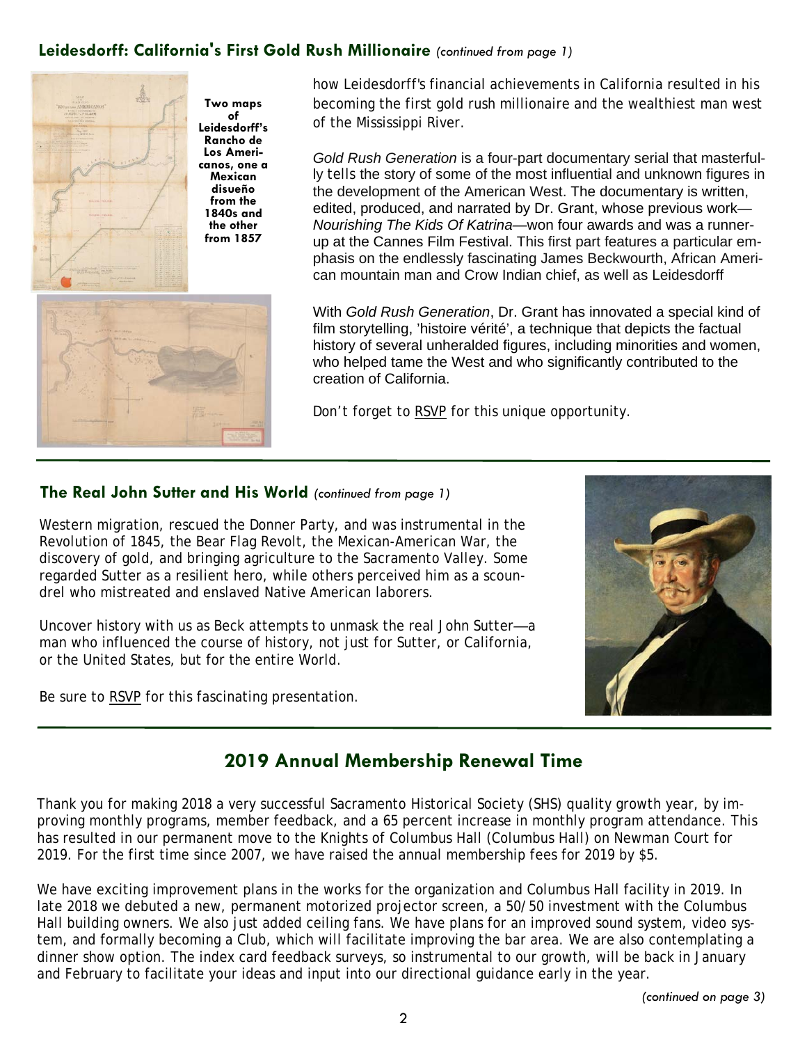## Leidesdorff: California's First Gold Rush Millionaire *(continued from page 1)*

**Two maps of Leidesdorff's Rancho de Los Americanos, one a Mexican diseño from the 1840s and the other from 1857**

how Leidesdorff's financial achievements in California resulted in his becoming the first gold rush millionaire and the wealthiest man west of the Mississippi River.

*Gold Rush Generation* is a four-part documentary serial that masterfully tells the story of some of the most influential and unknown figures in the development of the American West. The documentary is written, edited, produced, and narrated by Dr. Grant, whose previous work—*Nourishing The Kids Of Katrina*—won four awards and was a runner-up at the Cannes Film Festival. This first part features a particular emphasis on the endlessly fascinating James Beckwourth, African American mountain man and Crow Indian chief, as well as Leidesdorff

With *Gold Rush Generation*, Dr. Grant has innovated a special kind of film storytelling, 'histoire vérité', a technique that depicts the factual history of several unheralded figures, including minorities and women, who helped tame the West and who significantly contributed to the creation of California.

Don't forget to RSVP for this unique opportunity.

## The Real John Sutter and His World *(continued from page 1)*

Western migration, rescued the Donner Party, and was instrumental in the Revolution of 1845, the Bear Flag Revolt, the Mexican-American War, the discovery of gold, and bringing agriculture to the Sacramento Valley. Some regarded Sutter as a resilient hero, while others perceived him as a scoundrel who mistreated and enslaved Native American laborers.

Uncover history with us as Beck attempts to unmask the real John Sutter—a man who influenced the course of history, not just for Sutter, or California, or the United States, but for the entire World.

Be sure to RSVP for this fascinating presentation.

## 2019 Annual Membership Renewal Time

Thank you for making 2018 a very successful Sacramento Historical Society (SHS) quality growth year, by improving monthly programs, member feedback, and a 65 percent increase in monthly program attendance. This has resulted in our permanent move to the Knights of Columbus Hall (Columbus Hall) on Newman Court for 2019. For the first time since 2007, we have raised the annual membership fees for 2019 by $5.

We have exciting improvement plans in the works for the organization and Columbus Hall facility in 2019. In late 2018 we debuted a new, permanent motorized projector screen, a 50/50 investment with the Columbus Hall building owners. We also just added ceiling fans. We have plans for an improved sound system, video system, and formally becoming a Club, which will facilitate improving the bar area. We are also contemplating a dinner show option. The index card feedback surveys, so instrumental to our growth, will be back in January and February to facilitate your ideas and input into our directional guidance early in the year.

*(continued on page 3)*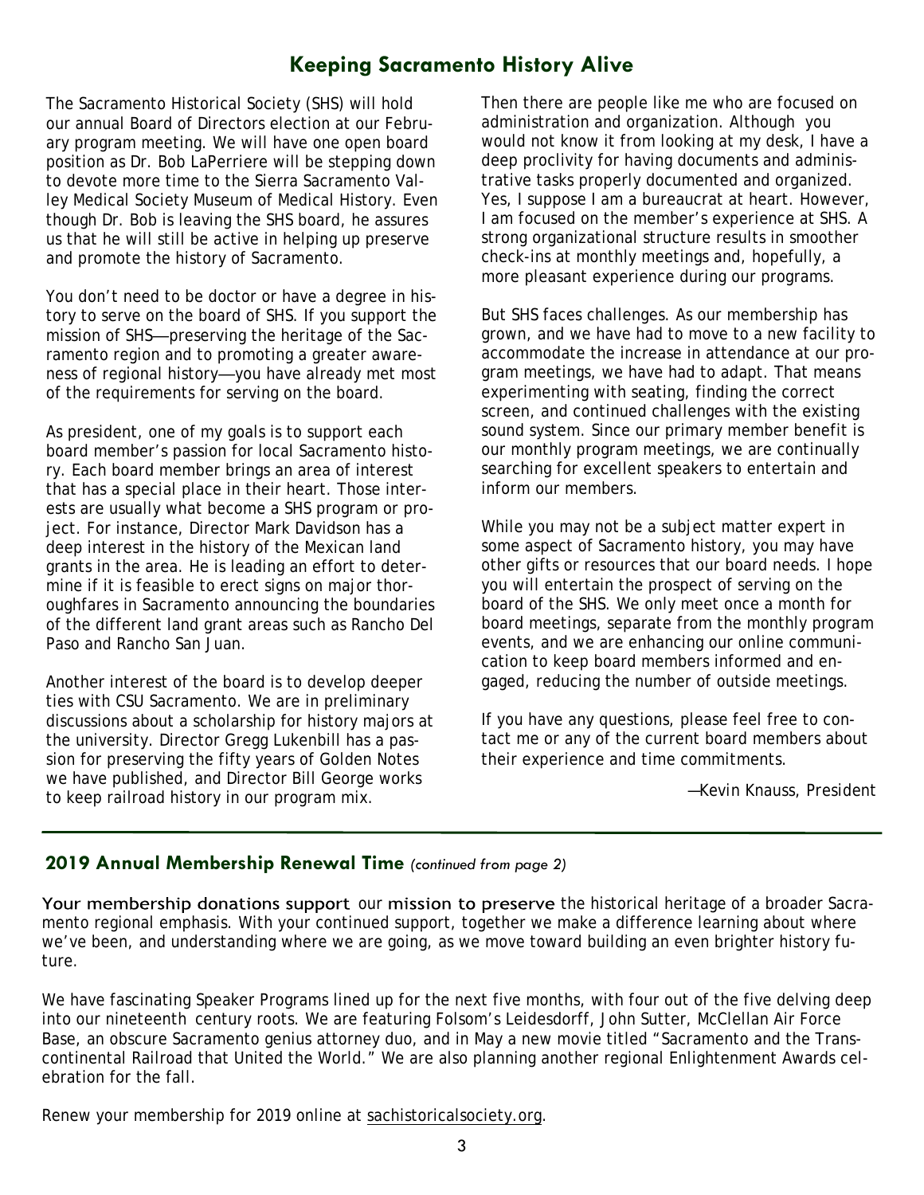## Keeping Sacramento History Alive

The Sacramento Historical Society (SHS) will hold our annual Board of Directors election at our February program meeting. We will have one open board position as Dr. Bob LaPerriere will be stepping down to devote more time to the Sierra Sacramento Valley Medical Society Museum of Medical History. Even though Dr. Bob is leaving the SHS board, he assures us that he will still be active in helping up preserve and promote the history of Sacramento.

You don't need to be doctor or have a degree in history to serve on the board of SHS. If you support the mission of SHS—preserving the heritage of the Sacramento region and to promoting a greater awareness of regional history—you have already met most of the requirements for serving on the board.

As president, one of my goals is to support each board member's passion for local Sacramento history. Each board member brings an area of interest that has a special place in their heart. Those interests are usually what become a SHS program or project. For instance, Director Mark Davidson has a deep interest in the history of the Mexican land grants in the area. He is leading an effort to determine if it is feasible to erect signs on major thoroughfares in Sacramento announcing the boundaries of the different land grant areas such as Rancho Del Paso and Rancho San Juan.

Another interest of the board is to develop deeper ties with CSU Sacramento. We are in preliminary discussions about a scholarship for history majors at the university. Director Gregg Lukenbill has a passion for preserving the fifty years of Golden Notes we have published, and Director Bill George works to keep railroad history in our program mix.

Then there are people like me who are focused on administration and organization. Although you would not know it from looking at my desk, I have a deep proclivity for having documents and administrative tasks properly documented and organized. Yes, I suppose I am a bureaucrat at heart. However, I am focused on the member's experience at SHS. A strong organizational structure results in smoother check-ins at monthly meetings and, hopefully, a more pleasant experience during our programs.

But SHS faces challenges. As our membership has grown, and we have had to move to a new facility to accommodate the increase in attendance at our program meetings, we have had to adapt. That means experimenting with seating, finding the correct screen, and continued challenges with the existing sound system. Since our primary member benefit is our monthly program meetings, we are continually searching for excellent speakers to entertain and inform our members.

While you may not be a subject matter expert in some aspect of Sacramento history, you may have other gifts or resources that our board needs. I hope you will entertain the prospect of serving on the board of the SHS. We only meet once a month for board meetings, separate from the monthly program events, and we are enhancing our online communication to keep board members informed and engaged, reducing the number of outside meetings.

If you have any questions, please feel free to contact me or any of the current board members about their experience and time commitments.

*—Kevin Knauss, President*

## 2019 Annual Membership Renewal Time *(continued from page 2)*

Your membership donations support our mission to preserve the historical heritage of a broader Sacramento regional emphasis. With your continued support, together we make a difference learning about where we've been, and understanding where we are going, as we move toward building an even brighter history future.

We have fascinating Speaker Programs lined up for the next five months, with four out of the five delving deep into our nineteenth century roots. We are featuring Folsom's Leidesdorff, John Sutter, McClellan Air Force Base, an obscure Sacramento genius attorney duo, and in May a new movie titled "Sacramento and the Transcontinental Railroad that United the World." We are also planning another regional Enlightenment Awards celebration for the fall.

Renew your membership for 2019 online at sachistoricalsociety.org.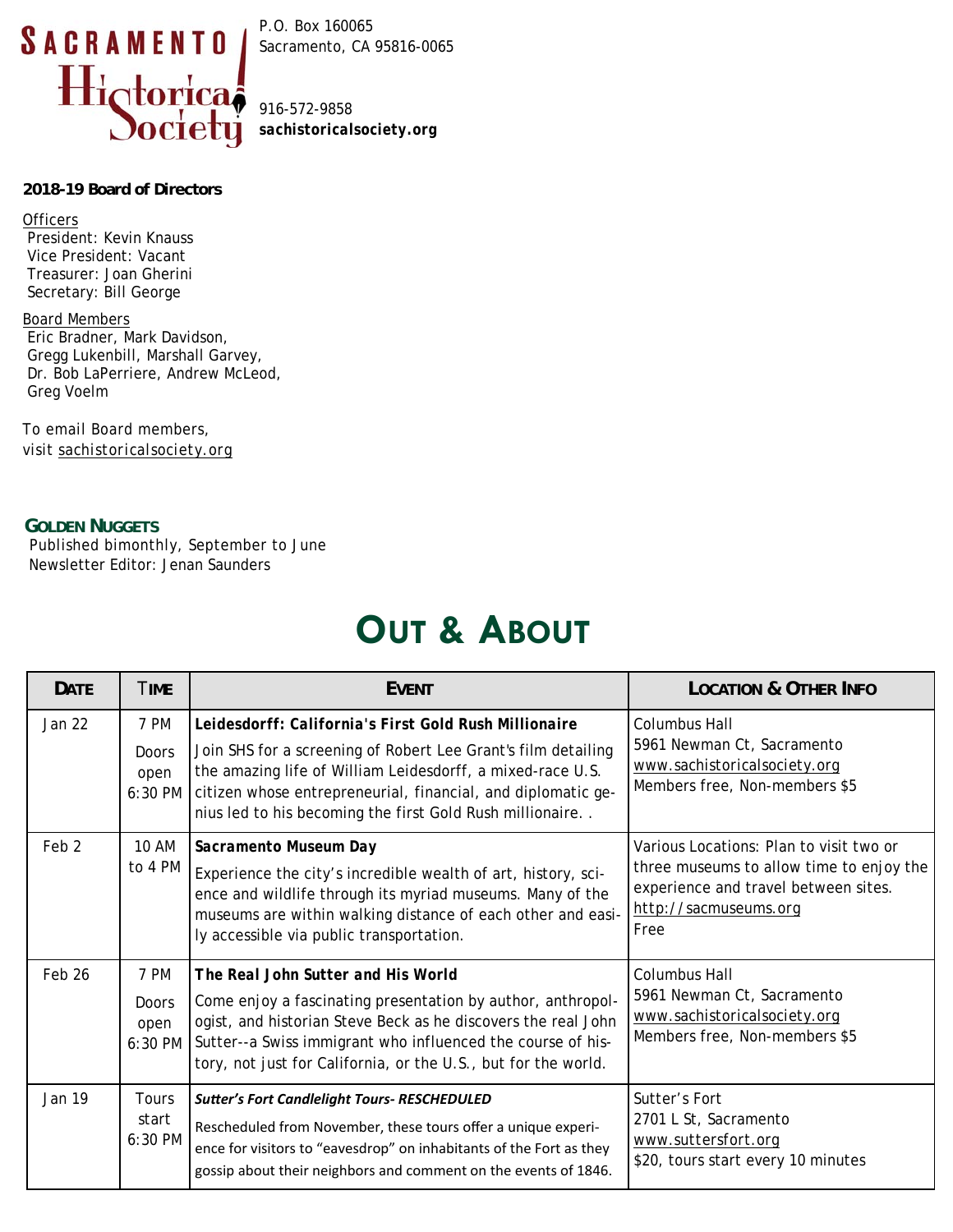**SACRAMENTO Historical Society**

P.O. Box 160065
Sacramento, CA 95816-0065

916-572-9858
**sachistoricalsociety.org**

**2018-19 Board of Directors**

Officers
President: Kevin Knauss
Vice President: Vacant
Treasurer: Joan Gherini
Secretary: Bill George

Board Members
Eric Bradner, Mark Davidson,
Gregg Lukenbill, Marshall Garvey,
Dr. Bob LaPerriere, Andrew McLeod,
Greg Voelm

To email Board members,
visit sachistoricalsociety.org

**GOLDEN NUGGETS**
Published bimonthly, September to June
Newsletter Editor: Jenan Saunders

# OUT & ABOUT

| DATE | TIME | EVENT | LOCATION & OTHER INFO |
|---|---|---|---|
| Jan 22 | 7 PM<br>Doors open 6:30 PM | **Leidesdorff: California's First Gold Rush Millionaire**<br>Join SHS for a screening of Robert Lee Grant's film detailing the amazing life of William Leidesdorff, a mixed-race U.S. citizen whose entrepreneurial, financial, and diplomatic genius led to his becoming the first Gold Rush millionaire. . | Columbus Hall<br>5961 Newman Ct, Sacramento<br>www.sachistoricalsociety.org<br>Members free, Non-members $5 |
| Feb 2 | 10 AM to 4 PM | **Sacramento Museum Day**<br>Experience the city's incredible wealth of art, history, science and wildlife through its myriad museums. Many of the museums are within walking distance of each other and easily accessible via public transportation. | Various Locations: Plan to visit two or three museums to allow time to enjoy the experience and travel between sites.<br>http://sacmuseums.org<br>Free |
| Feb 26 | 7 PM<br>Doors open 6:30 PM | **The Real John Sutter and His World**<br>Come enjoy a fascinating presentation by author, anthropologist, and historian Steve Beck as he discovers the real John Sutter--a Swiss immigrant who influenced the course of history, not just for California, or the U.S., but for the world. | Columbus Hall<br>5961 Newman Ct, Sacramento<br>www.sachistoricalsociety.org<br>Members free, Non-members $5 |
| Jan 19 | Tours start 6:30 PM | ***Sutter's Fort Candlelight Tours- RESCHEDULED***<br>Rescheduled from November, these tours offer a unique experience for visitors to "eavesdrop" on inhabitants of the Fort as they gossip about their neighbors and comment on the events of 1846. | Sutter's Fort<br>2701 L St, Sacramento<br>www.suttersfort.org<br>$20, tours start every 10 minutes |